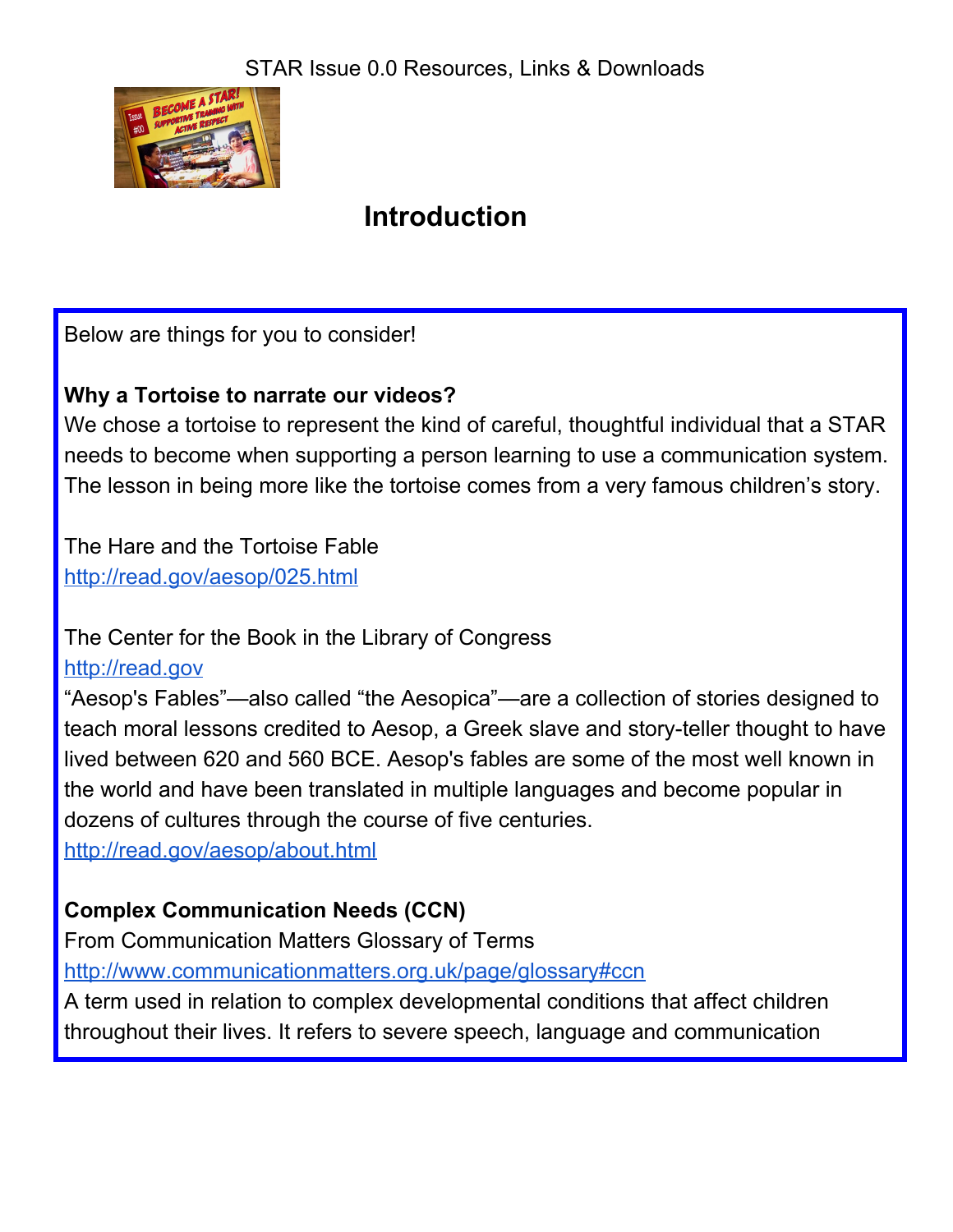STAR Issue 0.0 Resources, Links & Downloads

# Introduction

Below are things for you to consider!

**Why a Tortoise to narrate our videos?**
We chose a tortoise to represent the kind of careful, thoughtful individual that a STAR needs to become when supporting a person learning to use a communication system. The lesson in being more like the tortoise comes from a very famous children's story.

The Hare and the Tortoise Fable
http://read.gov/aesop/025.html

The Center for the Book in the Library of Congress
http://read.gov
"Aesop's Fables"—also called "the Aesopica"—are a collection of stories designed to teach moral lessons credited to Aesop, a Greek slave and story-teller thought to have lived between 620 and 560 BCE. Aesop's fables are some of the most well known in the world and have been translated in multiple languages and become popular in dozens of cultures through the course of five centuries.
http://read.gov/aesop/about.html

**Complex Communication Needs (CCN)**
From Communication Matters Glossary of Terms
http://www.communicationmatters.org.uk/page/glossary#ccn
A term used in relation to complex developmental conditions that affect children throughout their lives. It refers to severe speech, language and communication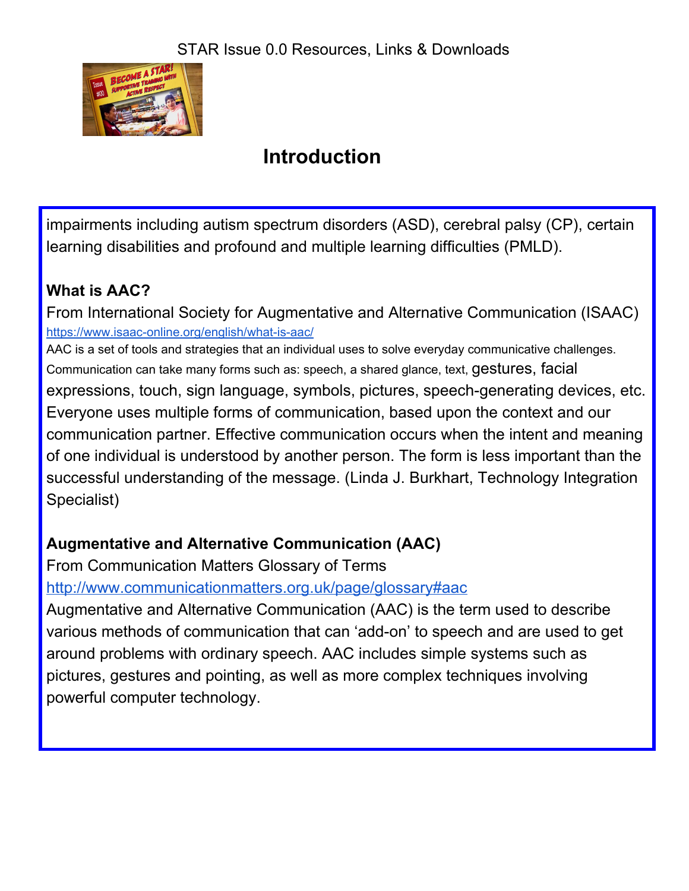STAR Issue 0.0 Resources, Links & Downloads

## Introduction

impairments including autism spectrum disorders (ASD), cerebral palsy (CP), certain learning disabilities and profound and multiple learning difficulties (PMLD).

**What is AAC?**

From International Society for Augmentative and Alternative Communication (ISAAC)
https://www.isaac-online.org/english/what-is-aac/

AAC is a set of tools and strategies that an individual uses to solve everyday communicative challenges. Communication can take many forms such as: speech, a shared glance, text, gestures, facial expressions, touch, sign language, symbols, pictures, speech-generating devices, etc. Everyone uses multiple forms of communication, based upon the context and our communication partner. Effective communication occurs when the intent and meaning of one individual is understood by another person. The form is less important than the successful understanding of the message. (Linda J. Burkhart, Technology Integration Specialist)

**Augmentative and Alternative Communication (AAC)**

From Communication Matters Glossary of Terms
http://www.communicationmatters.org.uk/page/glossary#aac

Augmentative and Alternative Communication (AAC) is the term used to describe various methods of communication that can 'add-on' to speech and are used to get around problems with ordinary speech. AAC includes simple systems such as pictures, gestures and pointing, as well as more complex techniques involving powerful computer technology.